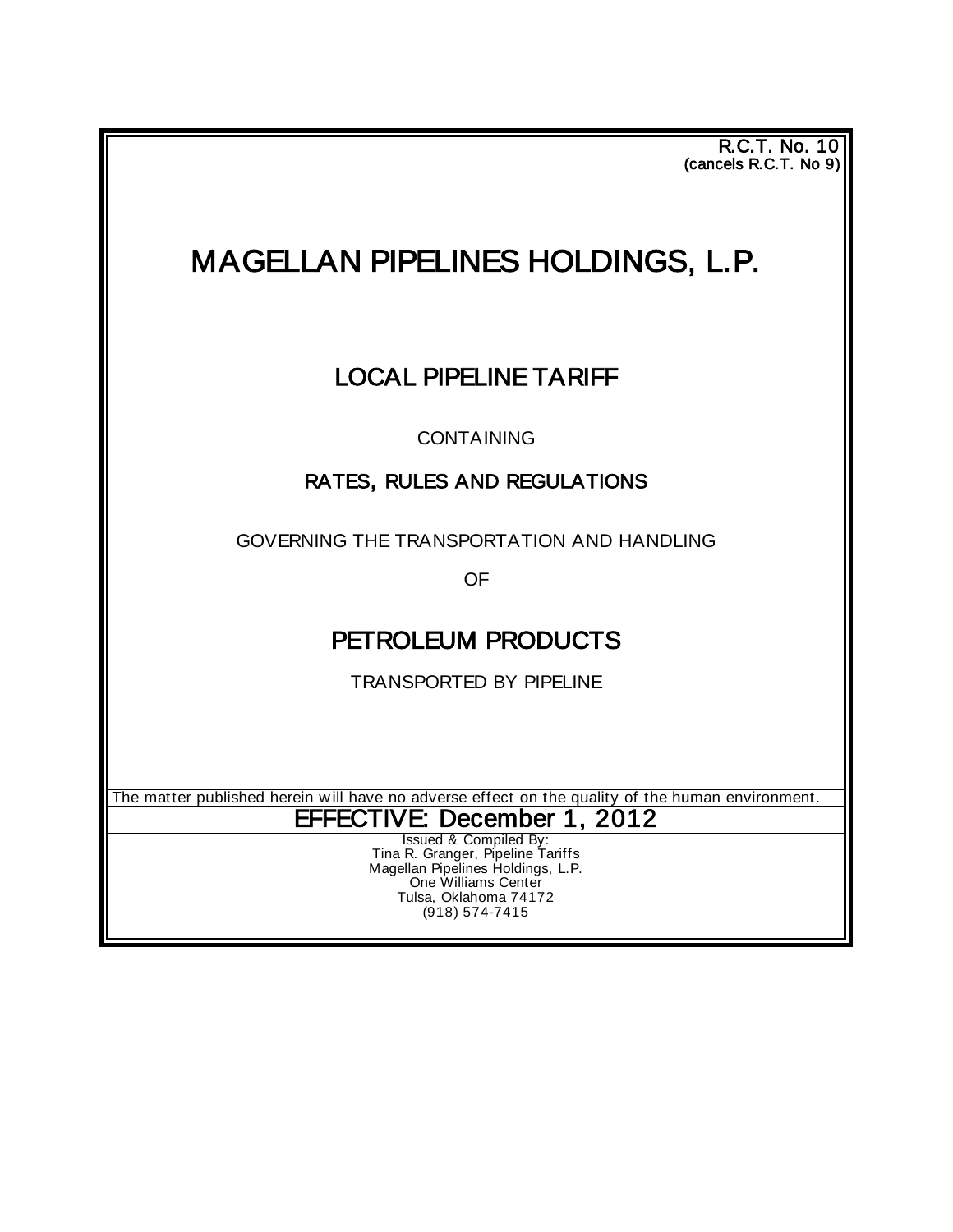R.C.T. No. 10
(cancels R.C.T. No 9)

# MAGELLAN PIPELINES HOLDINGS, L.P.

## LOCAL PIPELINE TARIFF

CONTAINING

## RATES, RULES AND REGULATIONS

GOVERNING THE TRANSPORTATION AND HANDLING

OF

## PETROLEUM PRODUCTS

TRANSPORTED BY PIPELINE

The matter published herein will have no adverse effect on the quality of the human environment.

**EFFECTIVE: December 1, 2012**

Issued & Compiled By:
Tina R. Granger, Pipeline Tariffs
Magellan Pipelines Holdings, L.P.
One Williams Center
Tulsa, Oklahoma 74172
(918) 574-7415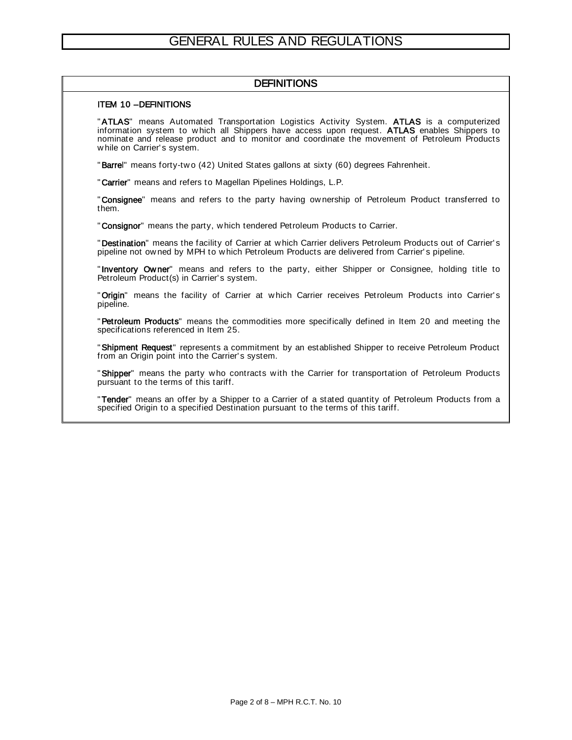# GENERAL RULES AND REGULATIONS

## DEFINITIONS

### ITEM 10 – DEFINITIONS

"**ATLAS**" means Automated Transportation Logistics Activity System. **ATLAS** is a computerized information system to which all Shippers have access upon request. **ATLAS** enables Shippers to nominate and release product and to monitor and coordinate the movement of Petroleum Products while on Carrier's system.

"**Barrel**" means forty-two (42) United States gallons at sixty (60) degrees Fahrenheit.

"**Carrier**" means and refers to Magellan Pipelines Holdings, L.P.

"**Consignee**" means and refers to the party having ownership of Petroleum Product transferred to them.

"**Consignor**" means the party, which tendered Petroleum Products to Carrier.

"**Destination**" means the facility of Carrier at which Carrier delivers Petroleum Products out of Carrier's pipeline not owned by MPH to which Petroleum Products are delivered from Carrier's pipeline.

"**Inventory Owner**" means and refers to the party, either Shipper or Consignee, holding title to Petroleum Product(s) in Carrier's system.

"**Origin**" means the facility of Carrier at which Carrier receives Petroleum Products into Carrier's pipeline.

"**Petroleum Products**" means the commodities more specifically defined in Item 20 and meeting the specifications referenced in Item 25.

"**Shipment Request**" represents a commitment by an established Shipper to receive Petroleum Product from an Origin point into the Carrier's system.

"**Shipper**" means the party who contracts with the Carrier for transportation of Petroleum Products pursuant to the terms of this tariff.

"**Tender**" means an offer by a Shipper to a Carrier of a stated quantity of Petroleum Products from a specified Origin to a specified Destination pursuant to the terms of this tariff.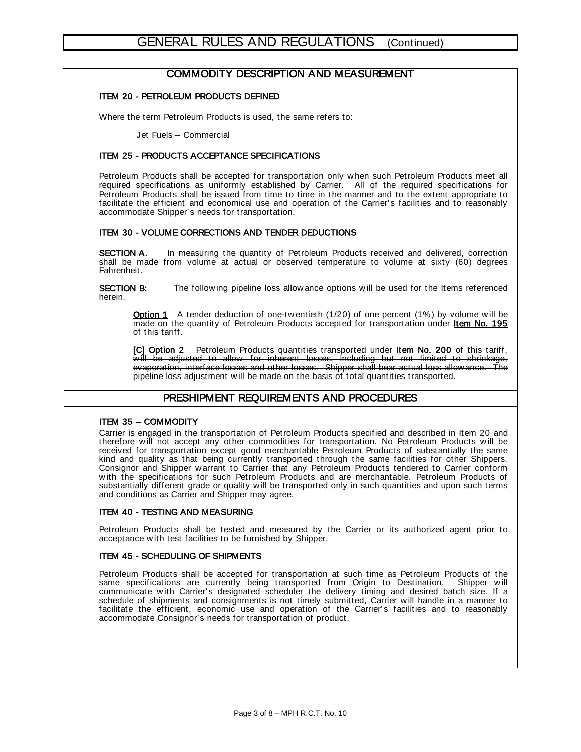# GENERAL RULES AND REGULATIONS (Continued)

## COMMODITY DESCRIPTION AND MEASUREMENT

### ITEM 20 - PETROLEUM PRODUCTS DEFINED

Where the term Petroleum Products is used, the same refers to:

Jet Fuels – Commercial

### ITEM 25 - PRODUCTS ACCEPTANCE SPECIFICATIONS

Petroleum Products shall be accepted for transportation only when such Petroleum Products meet all required specifications as uniformly established by Carrier. All of the required specifications for Petroleum Products shall be issued from time to time in the manner and to the extent appropriate to facilitate the efficient and economical use and operation of the Carrier's facilities and to reasonably accommodate Shipper's needs for transportation.

### ITEM 30 - VOLUME CORRECTIONS AND TENDER DEDUCTIONS

**SECTION A.** In measuring the quantity of Petroleum Products received and delivered, correction shall be made from volume at actual or observed temperature to volume at sixty (60) degrees Fahrenheit.

**SECTION B:** The following pipeline loss allowance options will be used for the Items referenced herein.

**Option 1** A tender deduction of one-twentieth (1/20) of one percent (1%) by volume will be made on the quantity of Petroleum Products accepted for transportation under **Item No. 195** of this tariff.

**[C]** ~~**Option 2** Petroleum Products quantities transported under **Item No. 200** of this tariff, will be adjusted to allow for inherent losses, including but not limited to shrinkage, evaporation, interface losses and other losses. Shipper shall bear actual loss allowance. The pipeline loss adjustment will be made on the basis of total quantities transported.~~

## PRESHIPMENT REQUIREMENTS AND PROCEDURES

### ITEM 35 – COMMODITY

Carrier is engaged in the transportation of Petroleum Products specified and described in Item 20 and therefore will not accept any other commodities for transportation. No Petroleum Products will be received for transportation except good merchantable Petroleum Products of substantially the same kind and quality as that being currently transported through the same facilities for other Shippers. Consignor and Shipper warrant to Carrier that any Petroleum Products tendered to Carrier conform with the specifications for such Petroleum Products and are merchantable. Petroleum Products of substantially different grade or quality will be transported only in such quantities and upon such terms and conditions as Carrier and Shipper may agree.

### ITEM 40 - TESTING AND MEASURING

Petroleum Products shall be tested and measured by the Carrier or its authorized agent prior to acceptance with test facilities to be furnished by Shipper.

### ITEM 45 - SCHEDULING OF SHIPMENTS

Petroleum Products shall be accepted for transportation at such time as Petroleum Products of the same specifications are currently being transported from Origin to Destination. Shipper will communicate with Carrier's designated scheduler the delivery timing and desired batch size. If a schedule of shipments and consignments is not timely submitted, Carrier will handle in a manner to facilitate the efficient, economic use and operation of the Carrier's facilities and to reasonably accommodate Consignor's needs for transportation of product.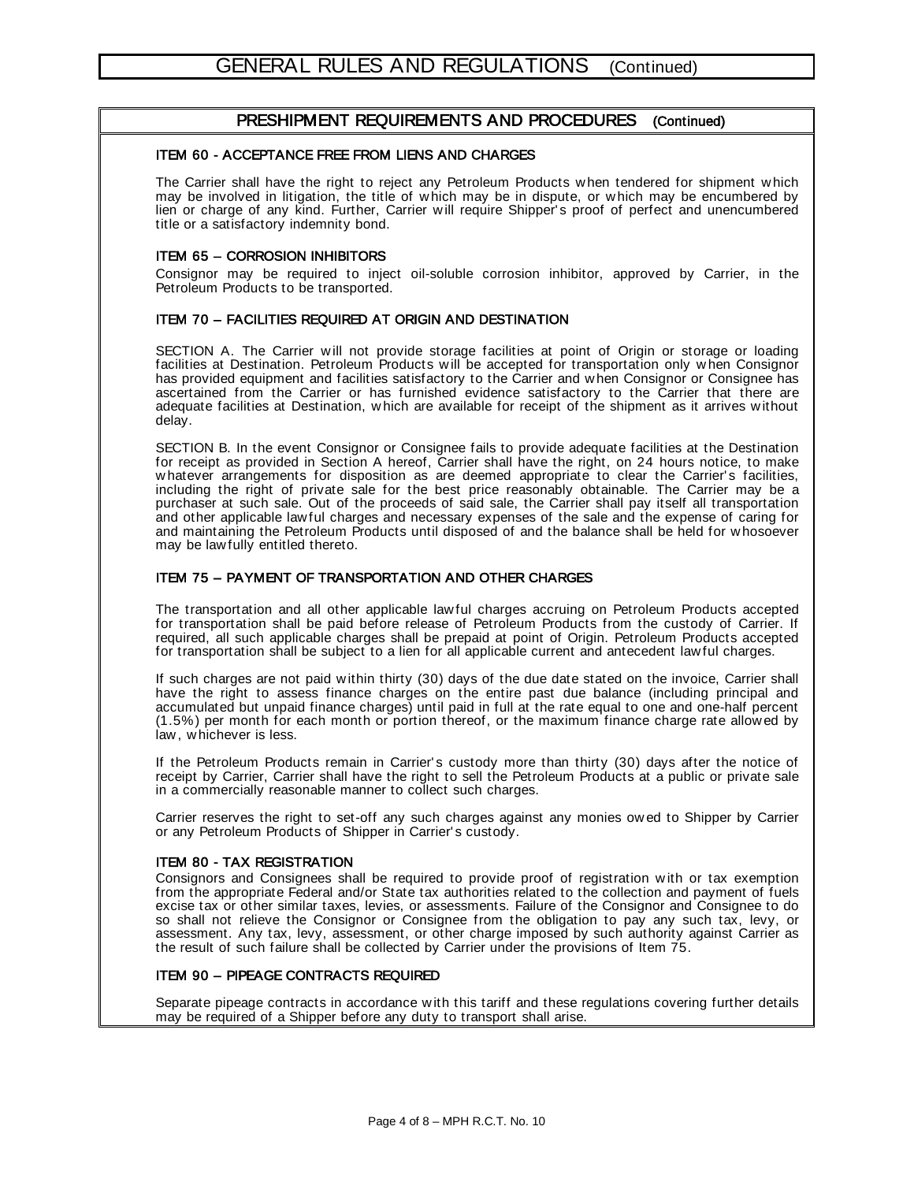# GENERAL RULES AND REGULATIONS (Continued)

## PRESHIPMENT REQUIREMENTS AND PROCEDURES (Continued)

### ITEM 60 - ACCEPTANCE FREE FROM LIENS AND CHARGES

The Carrier shall have the right to reject any Petroleum Products when tendered for shipment which may be involved in litigation, the title of which may be in dispute, or which may be encumbered by lien or charge of any kind. Further, Carrier will require Shipper's proof of perfect and unencumbered title or a satisfactory indemnity bond.

### ITEM 65 – CORROSION INHIBITORS

Consignor may be required to inject oil-soluble corrosion inhibitor, approved by Carrier, in the Petroleum Products to be transported.

### ITEM 70 – FACILITIES REQUIRED AT ORIGIN AND DESTINATION

SECTION A. The Carrier will not provide storage facilities at point of Origin or storage or loading facilities at Destination. Petroleum Products will be accepted for transportation only when Consignor has provided equipment and facilities satisfactory to the Carrier and when Consignor or Consignee has ascertained from the Carrier or has furnished evidence satisfactory to the Carrier that there are adequate facilities at Destination, which are available for receipt of the shipment as it arrives without delay.

SECTION B. In the event Consignor or Consignee fails to provide adequate facilities at the Destination for receipt as provided in Section A hereof, Carrier shall have the right, on 24 hours notice, to make whatever arrangements for disposition as are deemed appropriate to clear the Carrier's facilities, including the right of private sale for the best price reasonably obtainable. The Carrier may be a purchaser at such sale. Out of the proceeds of said sale, the Carrier shall pay itself all transportation and other applicable lawful charges and necessary expenses of the sale and the expense of caring for and maintaining the Petroleum Products until disposed of and the balance shall be held for whosoever may be lawfully entitled thereto.

### ITEM 75 – PAYMENT OF TRANSPORTATION AND OTHER CHARGES

The transportation and all other applicable lawful charges accruing on Petroleum Products accepted for transportation shall be paid before release of Petroleum Products from the custody of Carrier. If required, all such applicable charges shall be prepaid at point of Origin. Petroleum Products accepted for transportation shall be subject to a lien for all applicable current and antecedent lawful charges.

If such charges are not paid within thirty (30) days of the due date stated on the invoice, Carrier shall have the right to assess finance charges on the entire past due balance (including principal and accumulated but unpaid finance charges) until paid in full at the rate equal to one and one-half percent (1.5%) per month for each month or portion thereof, or the maximum finance charge rate allowed by law, whichever is less.

If the Petroleum Products remain in Carrier's custody more than thirty (30) days after the notice of receipt by Carrier, Carrier shall have the right to sell the Petroleum Products at a public or private sale in a commercially reasonable manner to collect such charges.

Carrier reserves the right to set-off any such charges against any monies owed to Shipper by Carrier or any Petroleum Products of Shipper in Carrier's custody.

### ITEM 80 - TAX REGISTRATION

Consignors and Consignees shall be required to provide proof of registration with or tax exemption from the appropriate Federal and/or State tax authorities related to the collection and payment of fuels excise tax or other similar taxes, levies, or assessments. Failure of the Consignor and Consignee to do so shall not relieve the Consignor or Consignee from the obligation to pay any such tax, levy, or assessment. Any tax, levy, assessment, or other charge imposed by such authority against Carrier as the result of such failure shall be collected by Carrier under the provisions of Item 75.

### ITEM 90 – PIPEAGE CONTRACTS REQUIRED

Separate pipeage contracts in accordance with this tariff and these regulations covering further details may be required of a Shipper before any duty to transport shall arise.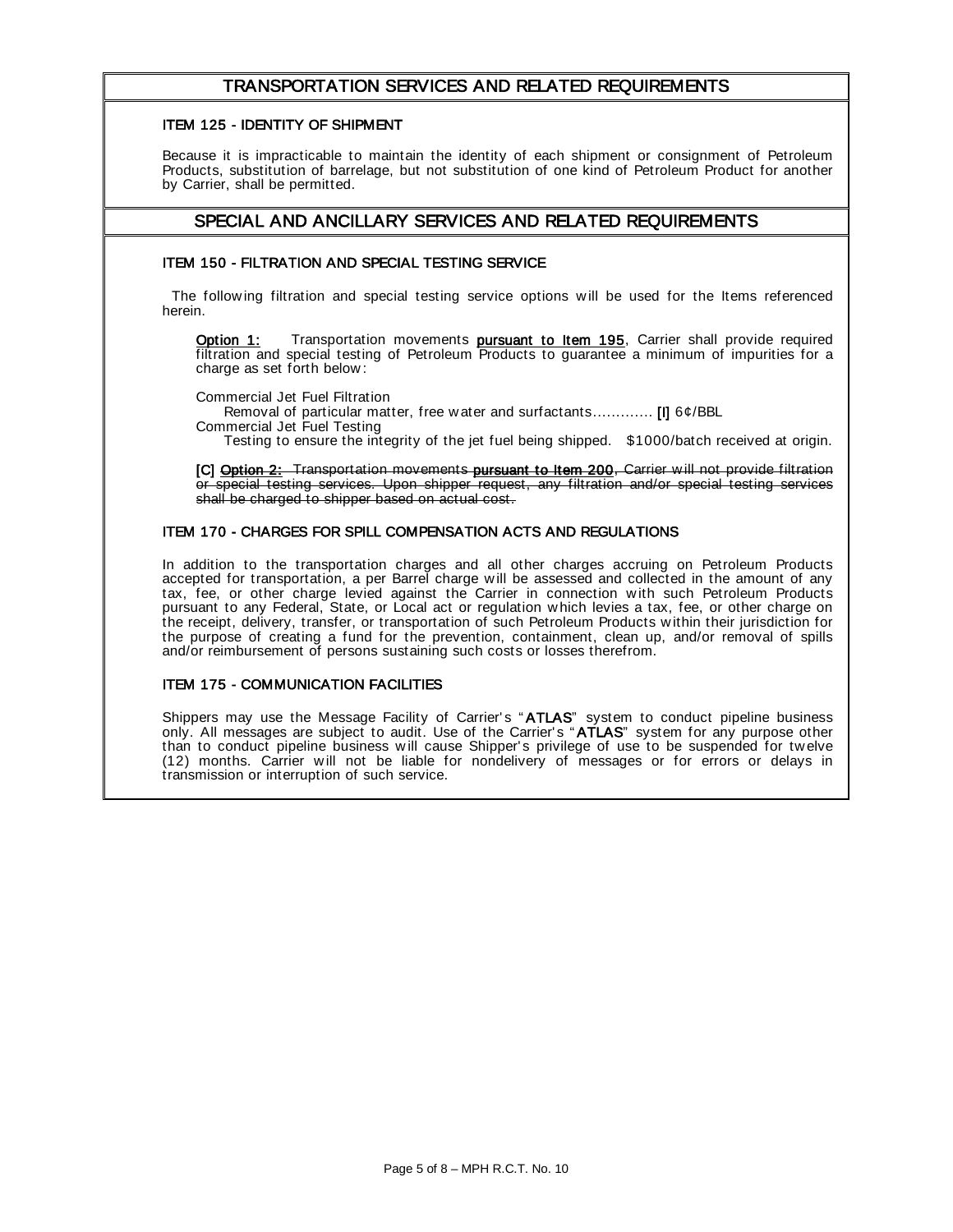## TRANSPORTATION SERVICES AND RELATED REQUIREMENTS

### ITEM 125 - IDENTITY OF SHIPMENT

Because it is impracticable to maintain the identity of each shipment or consignment of Petroleum Products, substitution of barrelage, but not substitution of one kind of Petroleum Product for another by Carrier, shall be permitted.

## SPECIAL AND ANCILLARY SERVICES AND RELATED REQUIREMENTS

### ITEM 150 - FILTRATION AND SPECIAL TESTING SERVICE

The following filtration and special testing service options will be used for the Items referenced herein.

**Option 1:** Transportation movements **pursuant to Item 195**, Carrier shall provide required filtration and special testing of Petroleum Products to guarantee a minimum of impurities for a charge as set forth below:

Commercial Jet Fuel Filtration
Removal of particular matter, free water and surfactants............ **[I]** 6¢/BBL
Commercial Jet Fuel Testing
Testing to ensure the integrity of the jet fuel being shipped. $1000/batch received at origin.

**[C]** ~~**Option 2:** Transportation movements **pursuant to Item 200**, Carrier will not provide filtration or special testing services. Upon shipper request, any filtration and/or special testing services shall be charged to shipper based on actual cost.~~

### ITEM 170 - CHARGES FOR SPILL COMPENSATION ACTS AND REGULATIONS

In addition to the transportation charges and all other charges accruing on Petroleum Products accepted for transportation, a per Barrel charge will be assessed and collected in the amount of any tax, fee, or other charge levied against the Carrier in connection with such Petroleum Products pursuant to any Federal, State, or Local act or regulation which levies a tax, fee, or other charge on the receipt, delivery, transfer, or transportation of such Petroleum Products within their jurisdiction for the purpose of creating a fund for the prevention, containment, clean up, and/or removal of spills and/or reimbursement of persons sustaining such costs or losses therefrom.

### ITEM 175 - COMMUNICATION FACILITIES

Shippers may use the Message Facility of Carrier's "**ATLAS**" system to conduct pipeline business only. All messages are subject to audit. Use of the Carrier's "**ATLAS**" system for any purpose other than to conduct pipeline business will cause Shipper's privilege of use to be suspended for twelve (12) months. Carrier will not be liable for nondelivery of messages or for errors or delays in transmission or interruption of such service.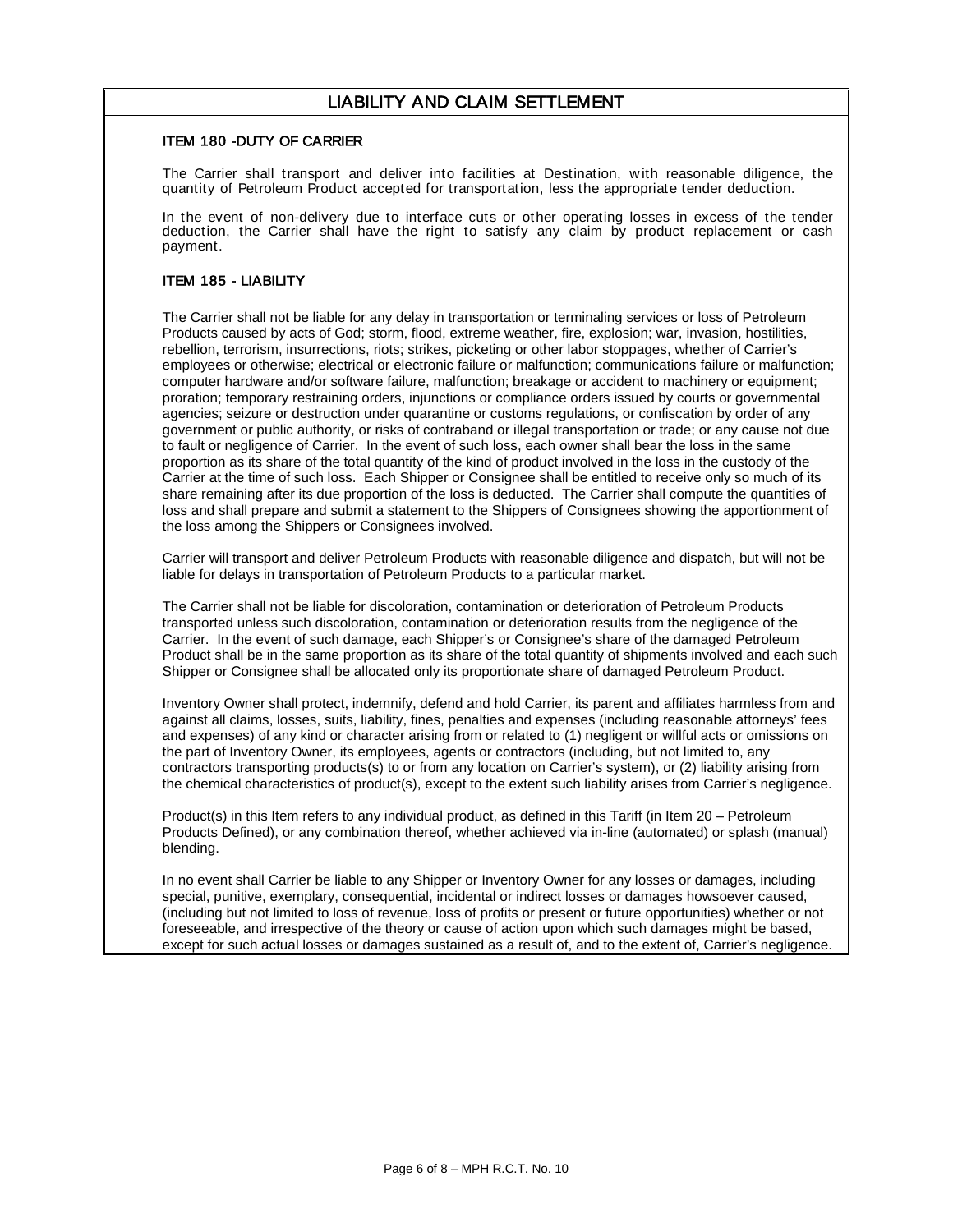## LIABILITY AND CLAIM SETTLEMENT

### ITEM 180 -DUTY OF CARRIER

The Carrier shall transport and deliver into facilities at Destination, with reasonable diligence, the quantity of Petroleum Product accepted for transportation, less the appropriate tender deduction.

In the event of non-delivery due to interface cuts or other operating losses in excess of the tender deduction, the Carrier shall have the right to satisfy any claim by product replacement or cash payment.

### ITEM 185 - LIABILITY

The Carrier shall not be liable for any delay in transportation or terminaling services or loss of Petroleum Products caused by acts of God; storm, flood, extreme weather, fire, explosion; war, invasion, hostilities, rebellion, terrorism, insurrections, riots; strikes, picketing or other labor stoppages, whether of Carrier's employees or otherwise; electrical or electronic failure or malfunction; communications failure or malfunction; computer hardware and/or software failure, malfunction; breakage or accident to machinery or equipment; proration; temporary restraining orders, injunctions or compliance orders issued by courts or governmental agencies; seizure or destruction under quarantine or customs regulations, or confiscation by order of any government or public authority, or risks of contraband or illegal transportation or trade; or any cause not due to fault or negligence of Carrier. In the event of such loss, each owner shall bear the loss in the same proportion as its share of the total quantity of the kind of product involved in the loss in the custody of the Carrier at the time of such loss. Each Shipper or Consignee shall be entitled to receive only so much of its share remaining after its due proportion of the loss is deducted. The Carrier shall compute the quantities of loss and shall prepare and submit a statement to the Shippers of Consignees showing the apportionment of the loss among the Shippers or Consignees involved.

Carrier will transport and deliver Petroleum Products with reasonable diligence and dispatch, but will not be liable for delays in transportation of Petroleum Products to a particular market.

The Carrier shall not be liable for discoloration, contamination or deterioration of Petroleum Products transported unless such discoloration, contamination or deterioration results from the negligence of the Carrier. In the event of such damage, each Shipper's or Consignee's share of the damaged Petroleum Product shall be in the same proportion as its share of the total quantity of shipments involved and each such Shipper or Consignee shall be allocated only its proportionate share of damaged Petroleum Product.

Inventory Owner shall protect, indemnify, defend and hold Carrier, its parent and affiliates harmless from and against all claims, losses, suits, liability, fines, penalties and expenses (including reasonable attorneys' fees and expenses) of any kind or character arising from or related to (1) negligent or willful acts or omissions on the part of Inventory Owner, its employees, agents or contractors (including, but not limited to, any contractors transporting products(s) to or from any location on Carrier's system), or (2) liability arising from the chemical characteristics of product(s), except to the extent such liability arises from Carrier's negligence.

Product(s) in this Item refers to any individual product, as defined in this Tariff (in Item 20 – Petroleum Products Defined), or any combination thereof, whether achieved via in-line (automated) or splash (manual) blending.

In no event shall Carrier be liable to any Shipper or Inventory Owner for any losses or damages, including special, punitive, exemplary, consequential, incidental or indirect losses or damages howsoever caused, (including but not limited to loss of revenue, loss of profits or present or future opportunities) whether or not foreseeable, and irrespective of the theory or cause of action upon which such damages might be based, except for such actual losses or damages sustained as a result of, and to the extent of, Carrier's negligence.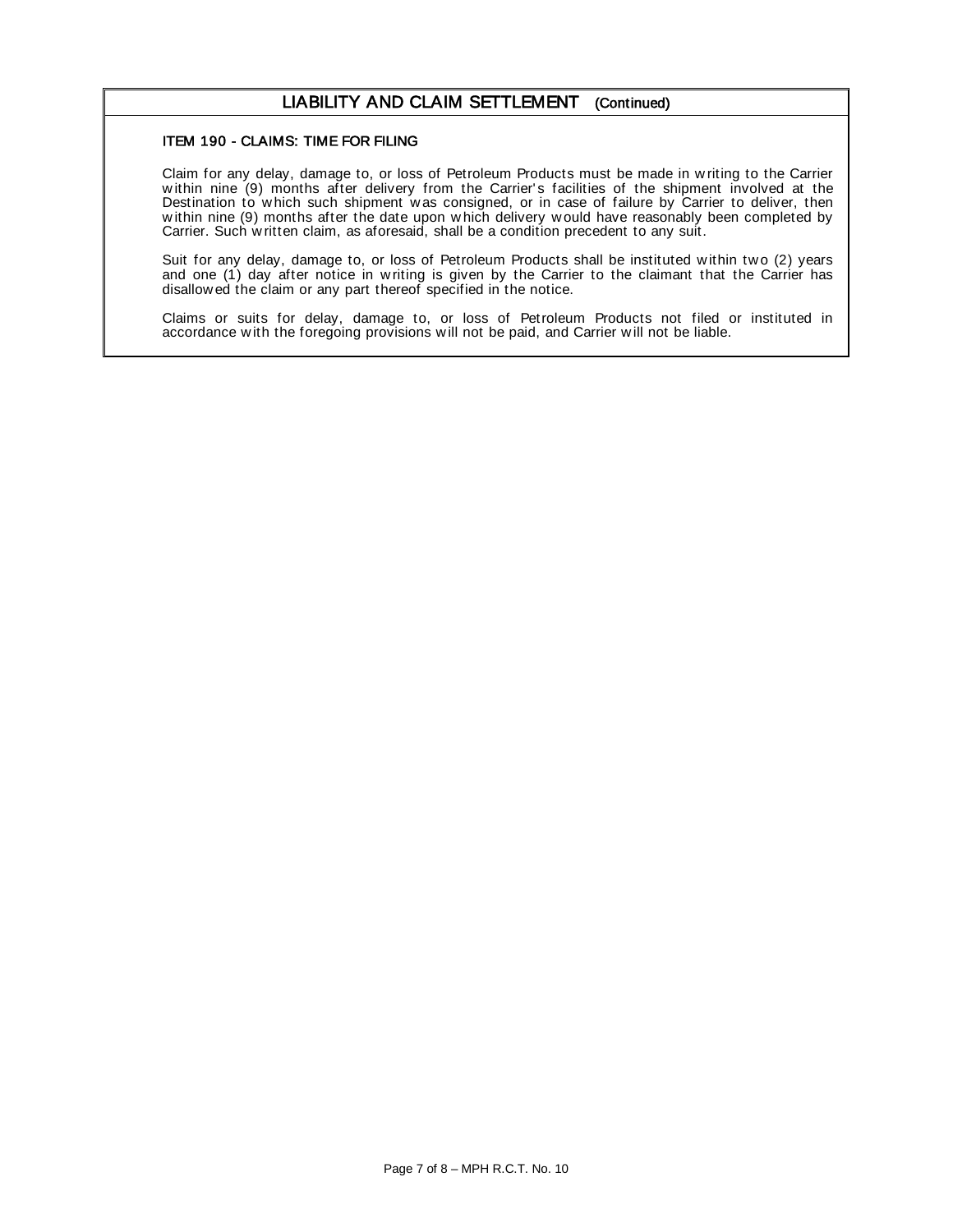## LIABILITY AND CLAIM SETTLEMENT (Continued)

### ITEM 190 - CLAIMS: TIME FOR FILING

Claim for any delay, damage to, or loss of Petroleum Products must be made in writing to the Carrier within nine (9) months after delivery from the Carrier's facilities of the shipment involved at the Destination to which such shipment was consigned, or in case of failure by Carrier to deliver, then within nine (9) months after the date upon which delivery would have reasonably been completed by Carrier. Such written claim, as aforesaid, shall be a condition precedent to any suit.

Suit for any delay, damage to, or loss of Petroleum Products shall be instituted within two (2) years and one (1) day after notice in writing is given by the Carrier to the claimant that the Carrier has disallowed the claim or any part thereof specified in the notice.

Claims or suits for delay, damage to, or loss of Petroleum Products not filed or instituted in accordance with the foregoing provisions will not be paid, and Carrier will not be liable.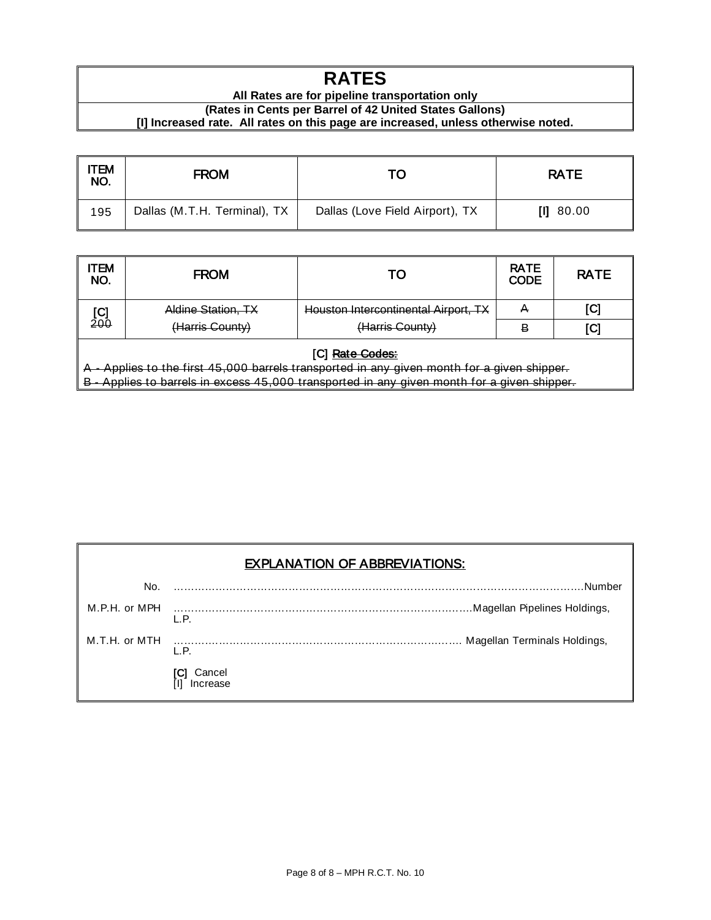# RATES

**All Rates are for pipeline transportation only**

**(Rates in Cents per Barrel of 42 United States Gallons)**

**[I] Increased rate. All rates on this page are increased, unless otherwise noted.**

| ITEM NO. | FROM | TO | RATE |
|---|---|---|---|
| 195 | Dallas (M.T.H. Terminal), TX | Dallas (Love Field Airport), TX | **[I]** 80.00 |

| ITEM NO. | FROM | TO | RATE CODE | RATE |
|---|---|---|---|---|
| [C] ~~200~~ | ~~Aldine Station, TX (Harris County)~~ | ~~Houston Intercontinental Airport, TX (Harris County)~~ | ~~A~~ | [C] |
| | | | ~~B~~ | [C] |

[C] ~~**Rate Codes:**~~

~~A - Applies to the first 45,000 barrels transported in any given month for a given shipper.~~

~~B - Applies to barrels in excess 45,000 transported in any given month for a given shipper.~~

## EXPLANATION OF ABBREVIATIONS:

No. …………………………………………………………………………………………………………Number

M.P.H. or MPH ………………………………………………………………………………Magellan Pipelines Holdings, L.P.

M.T.H. or MTH ……………………………………………………………………………… Magellan Terminals Holdings, L.P.

[C] Cancel

[I] Increase